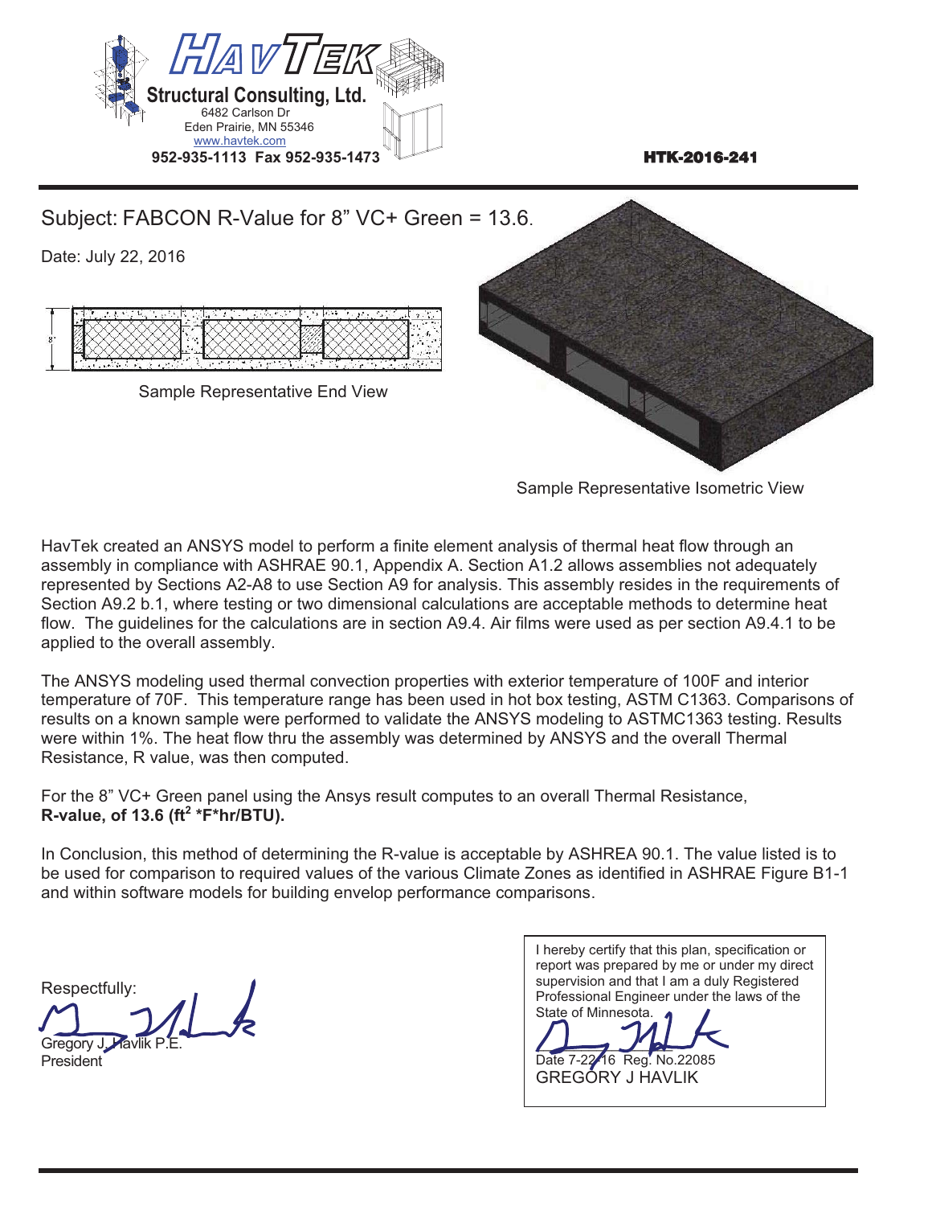HavTek Structural Consulting, Ltd.
6482 Carlson Dr
Eden Prairie, MN 55346
www.havtek.com
952-935-1113 Fax 952-935-1473

**HTK-2016-241**

## Subject: FABCON R-Value for 8" VC+ Green = 13.6.

Date: July 22, 2016

Sample Representative End View

Sample Representative Isometric View

HavTek created an ANSYS model to perform a finite element analysis of thermal heat flow through an assembly in compliance with ASHRAE 90.1, Appendix A. Section A1.2 allows assemblies not adequately represented by Sections A2-A8 to use Section A9 for analysis. This assembly resides in the requirements of Section A9.2 b.1, where testing or two dimensional calculations are acceptable methods to determine heat flow. The guidelines for the calculations are in section A9.4. Air films were used as per section A9.4.1 to be applied to the overall assembly.

The ANSYS modeling used thermal convection properties with exterior temperature of 100F and interior temperature of 70F. This temperature range has been used in hot box testing, ASTM C1363. Comparisons of results on a known sample were performed to validate the ANSYS modeling to ASTMC1363 testing. Results were within 1%. The heat flow thru the assembly was determined by ANSYS and the overall Thermal Resistance, R value, was then computed.

For the 8" VC+ Green panel using the Ansys result computes to an overall Thermal Resistance, **R-value, of 13.6 ($ft^2$ *F*hr/BTU).**

In Conclusion, this method of determining the R-value is acceptable by ASHREA 90.1. The value listed is to be used for comparison to required values of the various Climate Zones as identified in ASHRAE Figure B1-1 and within software models for building envelop performance comparisons.

Respectfully:

Gregory J. Havlik P.E.
President

I hereby certify that this plan, specification or report was prepared by me or under my direct supervision and that I am a duly Registered Professional Engineer under the laws of the State of Minnesota.

Date 7-22-16 Reg. No.22085
GREGORY J HAVLIK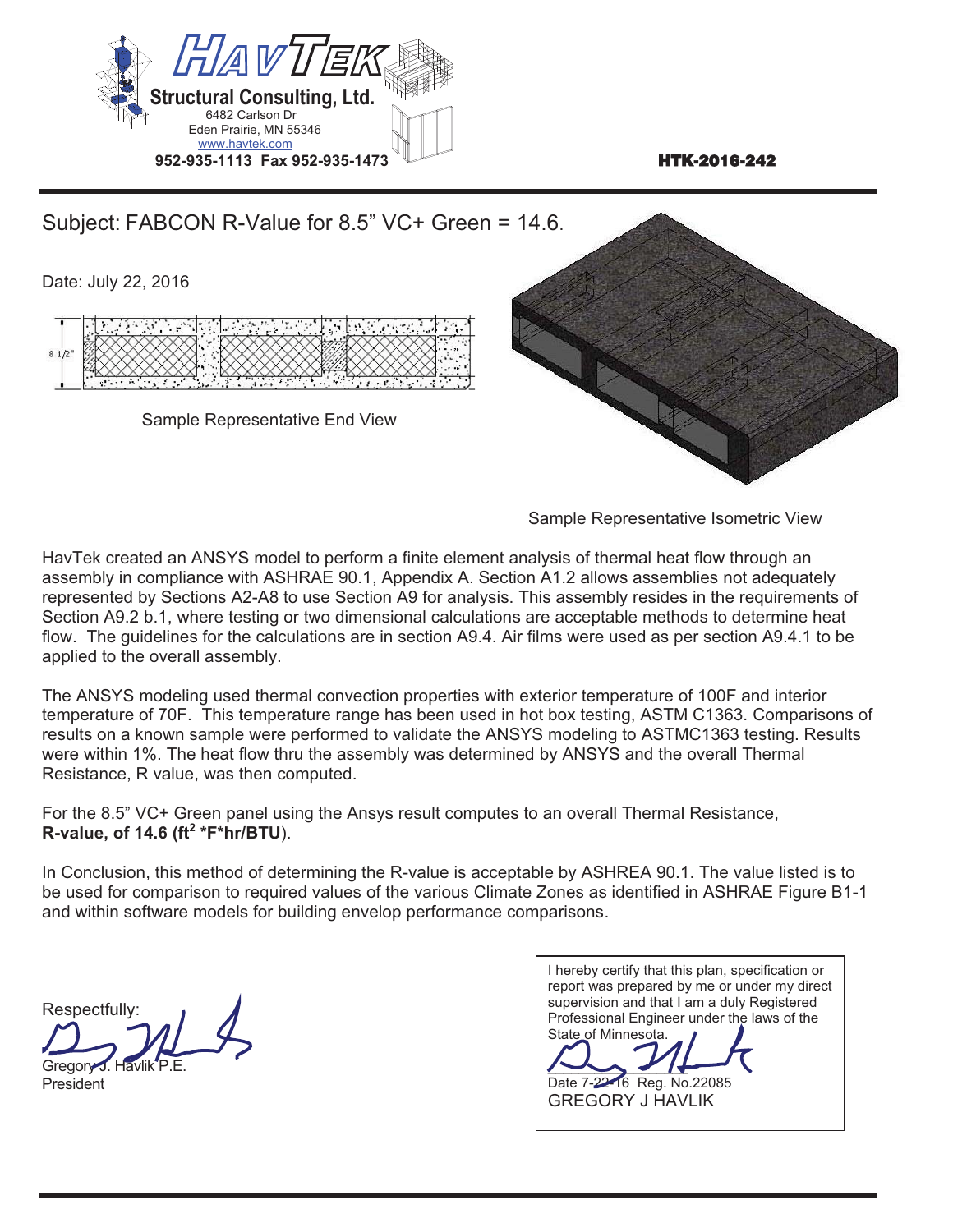**HavTek Structural Consulting, Ltd.**
6482 Carlson Dr
Eden Prairie, MN 55346
www.havtek.com
952-935-1113 Fax 952-935-1473

**HTK-2016-242**

Subject: FABCON R-Value for 8.5" VC+ Green = 14.6.

Date: July 22, 2016

Sample Representative End View

Sample Representative Isometric View

HavTek created an ANSYS model to perform a finite element analysis of thermal heat flow through an assembly in compliance with ASHRAE 90.1, Appendix A. Section A1.2 allows assemblies not adequately represented by Sections A2-A8 to use Section A9 for analysis. This assembly resides in the requirements of Section A9.2 b.1, where testing or two dimensional calculations are acceptable methods to determine heat flow. The guidelines for the calculations are in section A9.4. Air films were used as per section A9.4.1 to be applied to the overall assembly.

The ANSYS modeling used thermal convection properties with exterior temperature of 100F and interior temperature of 70F. This temperature range has been used in hot box testing, ASTM C1363. Comparisons of results on a known sample were performed to validate the ANSYS modeling to ASTMC1363 testing. Results were within 1%. The heat flow thru the assembly was determined by ANSYS and the overall Thermal Resistance, R value, was then computed.

For the 8.5" VC+ Green panel using the Ansys result computes to an overall Thermal Resistance, **R-value, of 14.6 ($ft^2$ *F*hr/BTU)**.

In Conclusion, this method of determining the R-value is acceptable by ASHREA 90.1. The value listed is to be used for comparison to required values of the various Climate Zones as identified in ASHRAE Figure B1-1 and within software models for building envelop performance comparisons.

Respectfully:

Gregory J. Havlik P.E.
President

I hereby certify that this plan, specification or report was prepared by me or under my direct supervision and that I am a duly Registered Professional Engineer under the laws of the State of Minnesota.

Date 7-22-16 Reg. No.22085
GREGORY J HAVLIK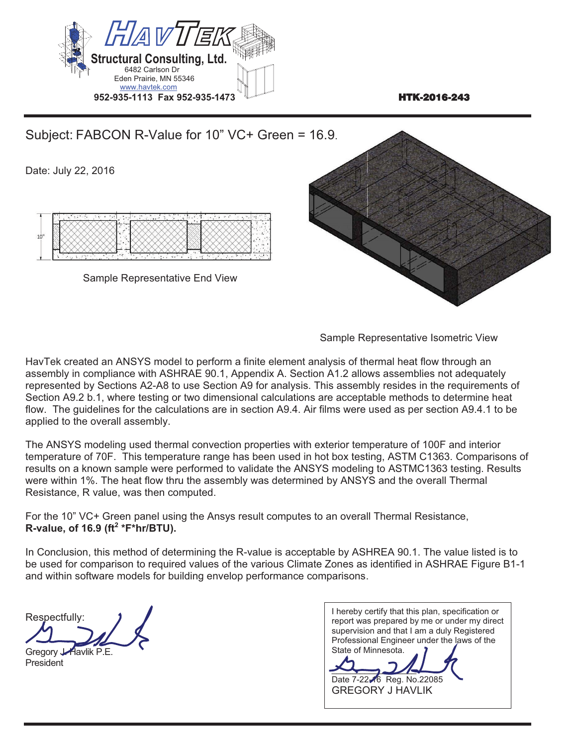HavTek Structural Consulting, Ltd.
6482 Carlson Dr
Eden Prairie, MN 55346
www.havtek.com
952-935-1113 Fax 952-935-1473

**HTK-2016-243**

## Subject: FABCON R-Value for 10" VC+ Green = 16.9.

Date: July 22, 2016

10"

Sample Representative End View

Sample Representative Isometric View

HavTek created an ANSYS model to perform a finite element analysis of thermal heat flow through an assembly in compliance with ASHRAE 90.1, Appendix A. Section A1.2 allows assemblies not adequately represented by Sections A2-A8 to use Section A9 for analysis. This assembly resides in the requirements of Section A9.2 b.1, where testing or two dimensional calculations are acceptable methods to determine heat flow. The guidelines for the calculations are in section A9.4. Air films were used as per section A9.4.1 to be applied to the overall assembly.

The ANSYS modeling used thermal convection properties with exterior temperature of 100F and interior temperature of 70F. This temperature range has been used in hot box testing, ASTM C1363. Comparisons of results on a known sample were performed to validate the ANSYS modeling to ASTMC1363 testing. Results were within 1%. The heat flow thru the assembly was determined by ANSYS and the overall Thermal Resistance, R value, was then computed.

For the 10" VC+ Green panel using the Ansys result computes to an overall Thermal Resistance, **R-value, of 16.9 ($ft^2$ *F*hr/BTU).**

In Conclusion, this method of determining the R-value is acceptable by ASHREA 90.1. The value listed is to be used for comparison to required values of the various Climate Zones as identified in ASHRAE Figure B1-1 and within software models for building envelop performance comparisons.

Respectfully:

Gregory J. Havlik P.E.
President

I hereby certify that this plan, specification or report was prepared by me or under my direct supervision and that I am a duly Registered Professional Engineer under the laws of the State of Minnesota.

Date 7-22-16 Reg. No.22085
GREGORY J HAVLIK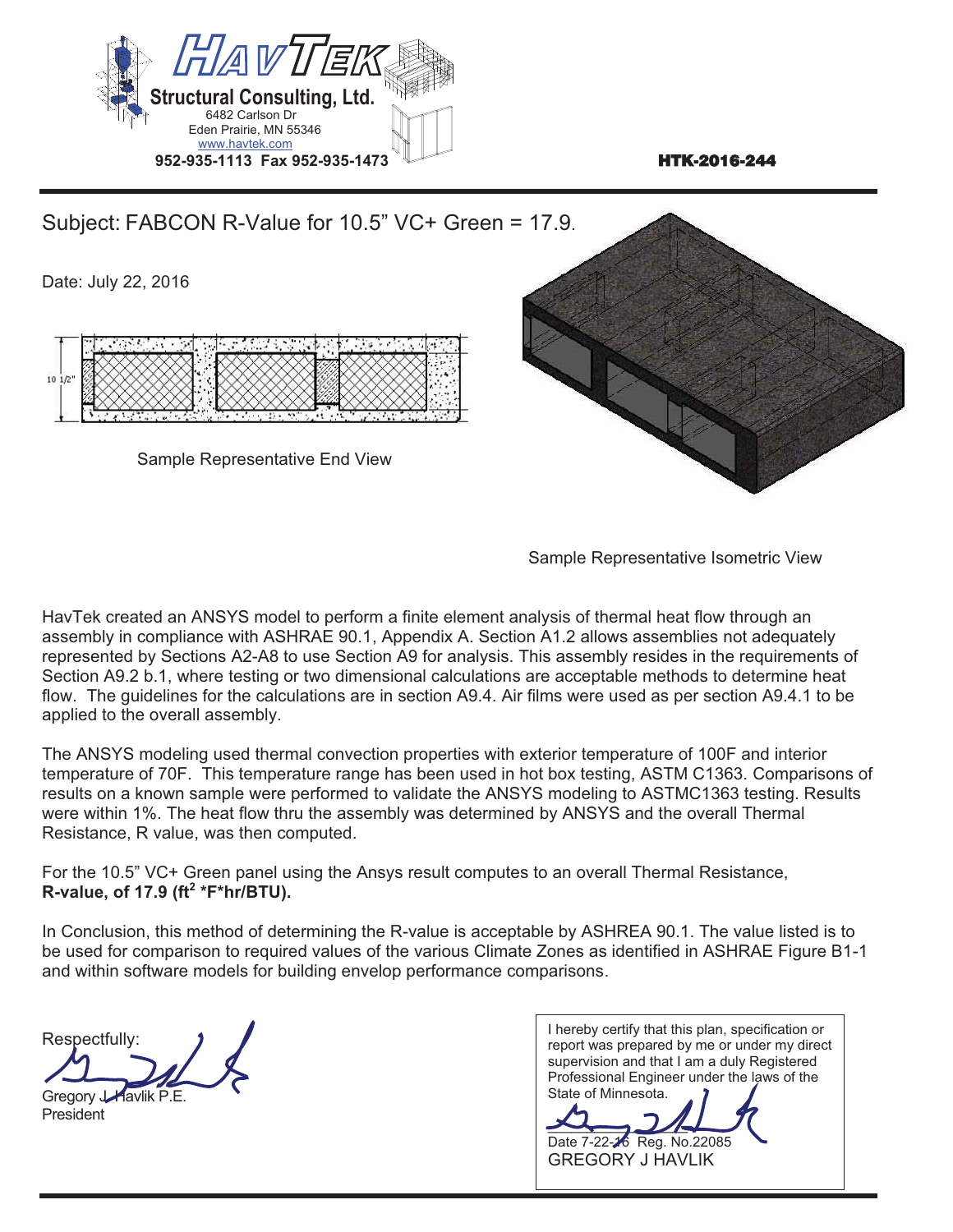**Structural Consulting, Ltd.**
6482 Carlson Dr
Eden Prairie, MN 55346
www.havtek.com
**952-935-1113 Fax 952-935-1473**

**HTK-2016-244**

Subject: FABCON R-Value for 10.5" VC+ Green = 17.9.

Date: July 22, 2016

Sample Representative End View

Sample Representative Isometric View

HavTek created an ANSYS model to perform a finite element analysis of thermal heat flow through an assembly in compliance with ASHRAE 90.1, Appendix A. Section A1.2 allows assemblies not adequately represented by Sections A2-A8 to use Section A9 for analysis. This assembly resides in the requirements of Section A9.2 b.1, where testing or two dimensional calculations are acceptable methods to determine heat flow. The guidelines for the calculations are in section A9.4. Air films were used as per section A9.4.1 to be applied to the overall assembly.

The ANSYS modeling used thermal convection properties with exterior temperature of 100F and interior temperature of 70F. This temperature range has been used in hot box testing, ASTM C1363. Comparisons of results on a known sample were performed to validate the ANSYS modeling to ASTMC1363 testing. Results were within 1%. The heat flow thru the assembly was determined by ANSYS and the overall Thermal Resistance, R value, was then computed.

For the 10.5" VC+ Green panel using the Ansys result computes to an overall Thermal Resistance, **R-value, of 17.9 ($ft^2$ \*F\*hr/BTU).**

In Conclusion, this method of determining the R-value is acceptable by ASHREA 90.1. The value listed is to be used for comparison to required values of the various Climate Zones as identified in ASHRAE Figure B1-1 and within software models for building envelop performance comparisons.

Respectfully:

Gregory J. Havlik P.E.
President

I hereby certify that this plan, specification or report was prepared by me or under my direct supervision and that I am a duly Registered Professional Engineer under the laws of the State of Minnesota.

Date 7-22-16 Reg. No.22085
GREGORY J HAVLIK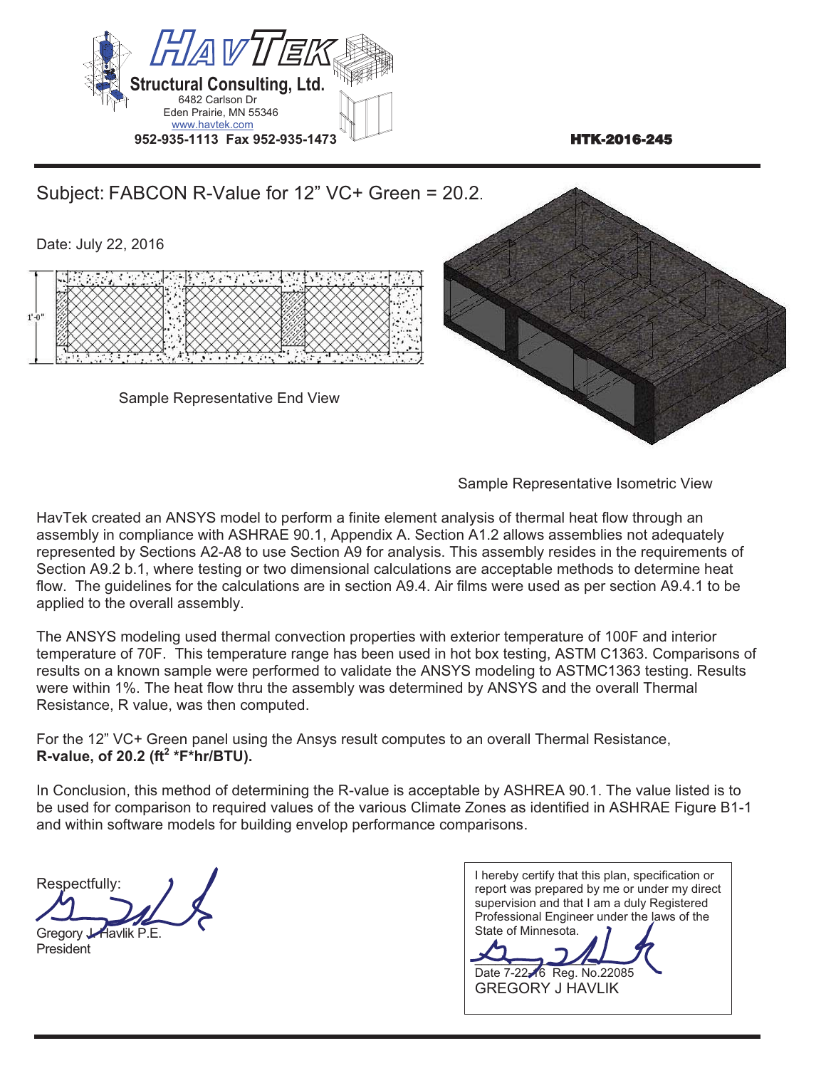Structural Consulting, Ltd.
6482 Carlson Dr
Eden Prairie, MN 55346
www.havtek.com
952-935-1113 Fax 952-935-1473

**HTK-2016-245**

## Subject: FABCON R-Value for 12" VC+ Green = 20.2.

Date: July 22, 2016

Sample Representative End View

Sample Representative Isometric View

HavTek created an ANSYS model to perform a finite element analysis of thermal heat flow through an assembly in compliance with ASHRAE 90.1, Appendix A. Section A1.2 allows assemblies not adequately represented by Sections A2-A8 to use Section A9 for analysis. This assembly resides in the requirements of Section A9.2 b.1, where testing or two dimensional calculations are acceptable methods to determine heat flow. The guidelines for the calculations are in section A9.4. Air films were used as per section A9.4.1 to be applied to the overall assembly.

The ANSYS modeling used thermal convection properties with exterior temperature of 100F and interior temperature of 70F. This temperature range has been used in hot box testing, ASTM C1363. Comparisons of results on a known sample were performed to validate the ANSYS modeling to ASTMC1363 testing. Results were within 1%. The heat flow thru the assembly was determined by ANSYS and the overall Thermal Resistance, R value, was then computed.

For the 12" VC+ Green panel using the Ansys result computes to an overall Thermal Resistance, **R-value, of 20.2 ($ft^2$ *F*hr/BTU).**

In Conclusion, this method of determining the R-value is acceptable by ASHREA 90.1. The value listed is to be used for comparison to required values of the various Climate Zones as identified in ASHRAE Figure B1-1 and within software models for building envelop performance comparisons.

Respectfully:

Gregory J. Havlik P.E.
President

I hereby certify that this plan, specification or report was prepared by me or under my direct supervision and that I am a duly Registered Professional Engineer under the laws of the State of Minnesota.

Date 7-22-16 Reg. No.22085
GREGORY J HAVLIK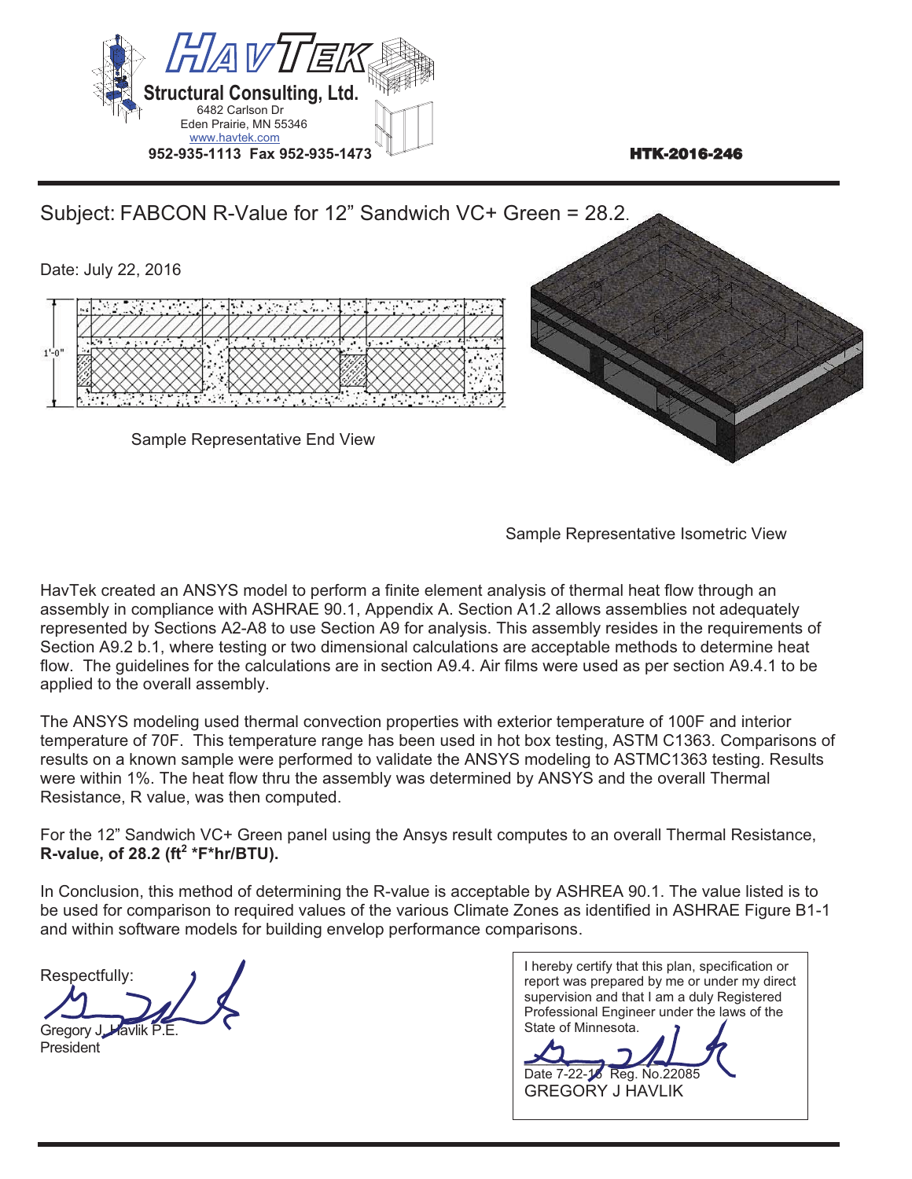**HavTek Structural Consulting, Ltd.**
6482 Carlson Dr
Eden Prairie, MN 55346
www.havtek.com
**952-935-1113 Fax 952-935-1473**

**HTK-2016-246**

---

Subject: FABCON R-Value for 12" Sandwich VC+ Green = 28.2.

Date: July 22, 2016

1'-0"

Sample Representative End View

Sample Representative Isometric View

HavTek created an ANSYS model to perform a finite element analysis of thermal heat flow through an assembly in compliance with ASHRAE 90.1, Appendix A. Section A1.2 allows assemblies not adequately represented by Sections A2-A8 to use Section A9 for analysis. This assembly resides in the requirements of Section A9.2 b.1, where testing or two dimensional calculations are acceptable methods to determine heat flow. The guidelines for the calculations are in section A9.4. Air films were used as per section A9.4.1 to be applied to the overall assembly.

The ANSYS modeling used thermal convection properties with exterior temperature of 100F and interior temperature of 70F. This temperature range has been used in hot box testing, ASTM C1363. Comparisons of results on a known sample were performed to validate the ANSYS modeling to ASTMC1363 testing. Results were within 1%. The heat flow thru the assembly was determined by ANSYS and the overall Thermal Resistance, R value, was then computed.

For the 12" Sandwich VC+ Green panel using the Ansys result computes to an overall Thermal Resistance, **R-value, of 28.2 ($ft^2$ *F*hr/BTU).**

In Conclusion, this method of determining the R-value is acceptable by ASHREA 90.1. The value listed is to be used for comparison to required values of the various Climate Zones as identified in ASHRAE Figure B1-1 and within software models for building envelop performance comparisons.

Respectfully:

Gregory J. Havlik P.E.
President

I hereby certify that this plan, specification or report was prepared by me or under my direct supervision and that I am a duly Registered Professional Engineer under the laws of the State of Minnesota.

Date 7-22-16 Reg. No.22085
GREGORY J HAVLIK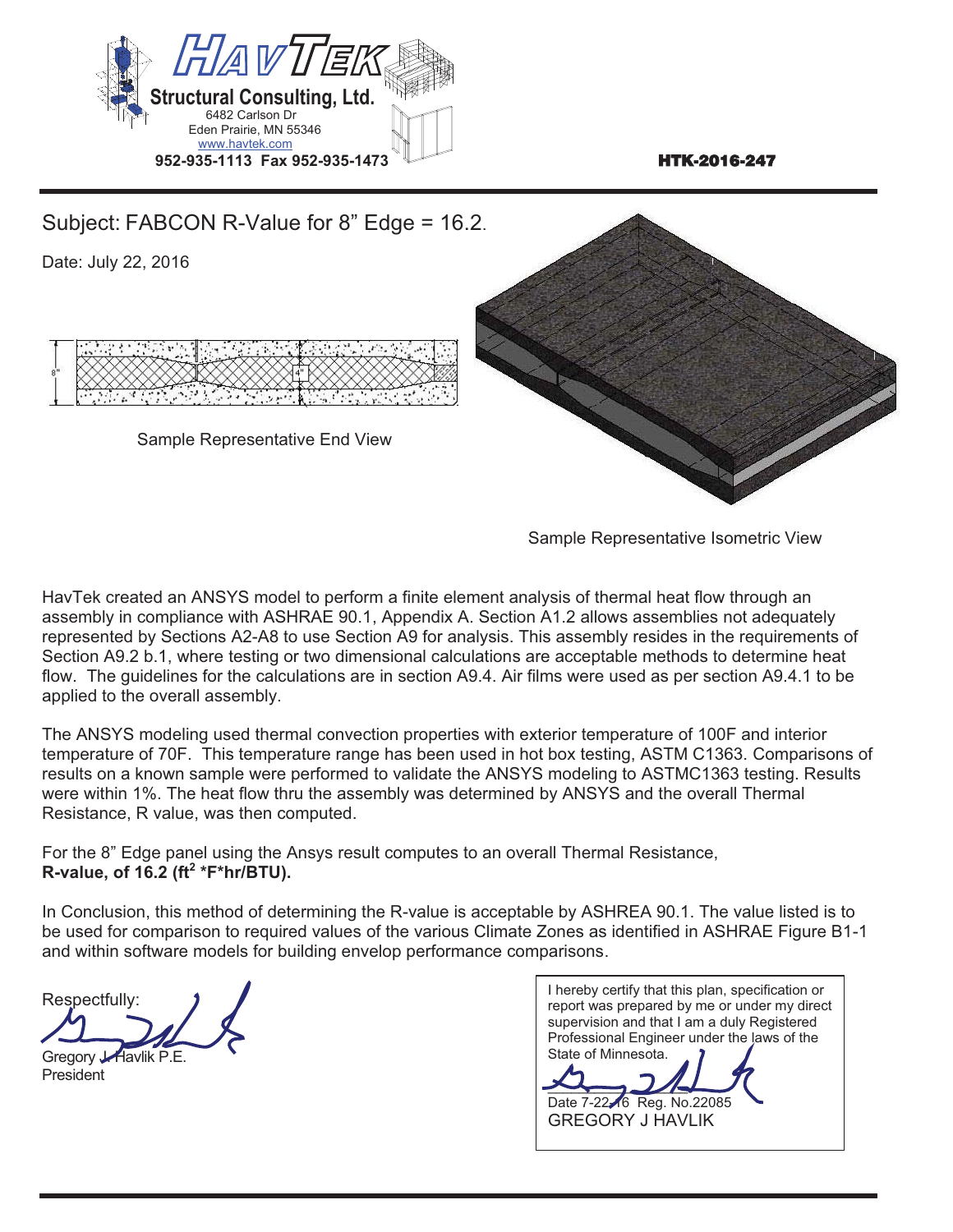**HavTek Structural Consulting, Ltd.**
6482 Carlson Dr
Eden Prairie, MN 55346
www.havtek.com
952-935-1113 Fax 952-935-1473

HTK-2016-247

## Subject: FABCON R-Value for 8" Edge = 16.2.

Date: July 22, 2016

Sample Representative End View

Sample Representative Isometric View

HavTek created an ANSYS model to perform a finite element analysis of thermal heat flow through an assembly in compliance with ASHRAE 90.1, Appendix A. Section A1.2 allows assemblies not adequately represented by Sections A2-A8 to use Section A9 for analysis. This assembly resides in the requirements of Section A9.2 b.1, where testing or two dimensional calculations are acceptable methods to determine heat flow. The guidelines for the calculations are in section A9.4. Air films were used as per section A9.4.1 to be applied to the overall assembly.

The ANSYS modeling used thermal convection properties with exterior temperature of 100F and interior temperature of 70F. This temperature range has been used in hot box testing, ASTM C1363. Comparisons of results on a known sample were performed to validate the ANSYS modeling to ASTMC1363 testing. Results were within 1%. The heat flow thru the assembly was determined by ANSYS and the overall Thermal Resistance, R value, was then computed.

For the 8" Edge panel using the Ansys result computes to an overall Thermal Resistance,
**R-value, of 16.2 ($ft^2$ *F*hr/BTU).**

In Conclusion, this method of determining the R-value is acceptable by ASHREA 90.1. The value listed is to be used for comparison to required values of the various Climate Zones as identified in ASHRAE Figure B1-1 and within software models for building envelop performance comparisons.

Respectfully:

Gregory J. Havlik P.E.
President

I hereby certify that this plan, specification or report was prepared by me or under my direct supervision and that I am a duly Registered Professional Engineer under the laws of the State of Minnesota.

Date 7-22-16 Reg. No.22085
GREGORY J HAVLIK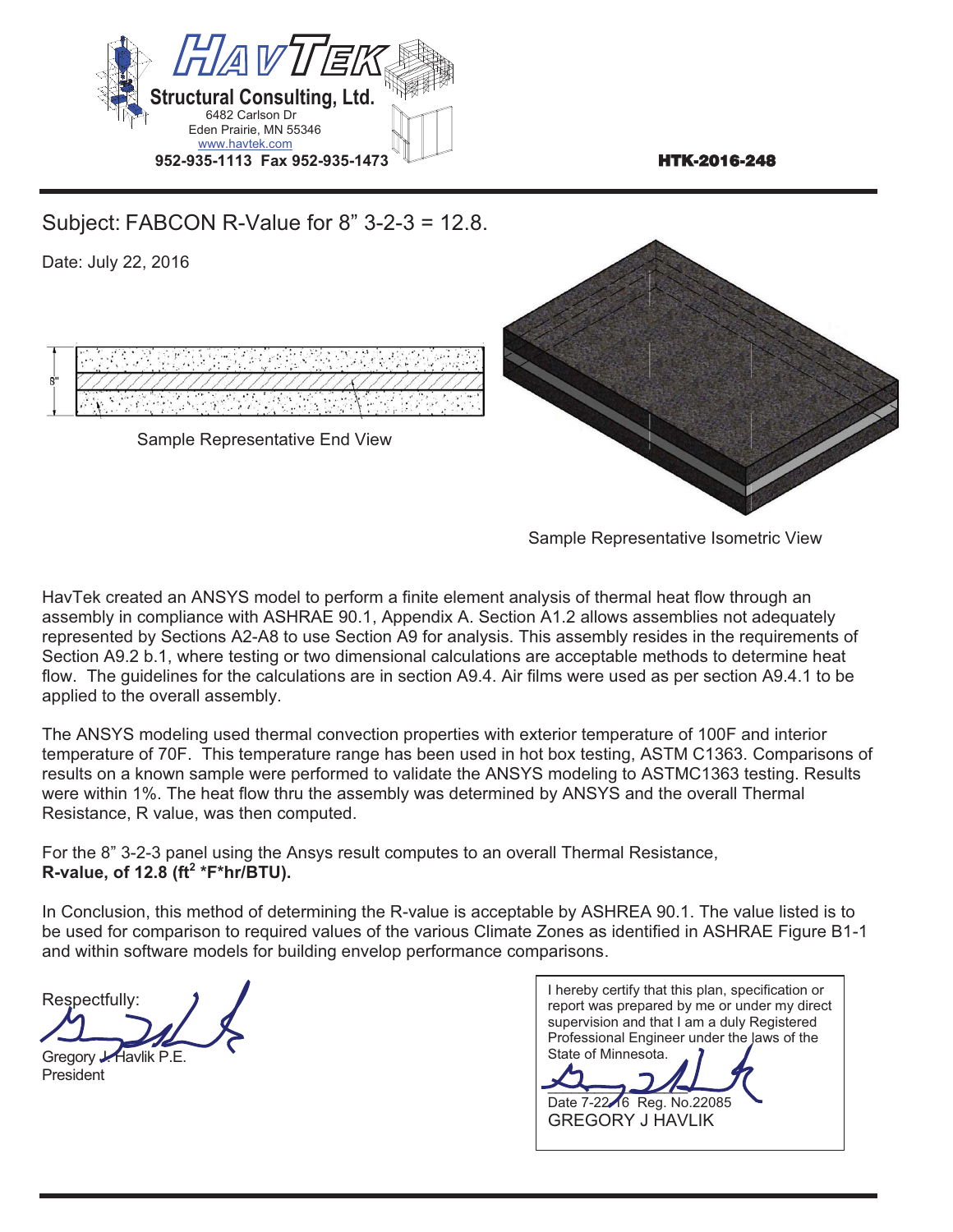HavTek Structural Consulting, Ltd.
6482 Carlson Dr
Eden Prairie, MN 55346
www.havtek.com
952-935-1113 Fax 952-935-1473

HTK-2016-248

Subject: FABCON R-Value for 8” 3-2-3 = 12.8.

Date: July 22, 2016

8"

Sample Representative End View

Sample Representative Isometric View

HavTek created an ANSYS model to perform a finite element analysis of thermal heat flow through an assembly in compliance with ASHRAE 90.1, Appendix A. Section A1.2 allows assemblies not adequately represented by Sections A2-A8 to use Section A9 for analysis. This assembly resides in the requirements of Section A9.2 b.1, where testing or two dimensional calculations are acceptable methods to determine heat flow. The guidelines for the calculations are in section A9.4. Air films were used as per section A9.4.1 to be applied to the overall assembly.

The ANSYS modeling used thermal convection properties with exterior temperature of 100F and interior temperature of 70F. This temperature range has been used in hot box testing, ASTM C1363. Comparisons of results on a known sample were performed to validate the ANSYS modeling to ASTMC1363 testing. Results were within 1%. The heat flow thru the assembly was determined by ANSYS and the overall Thermal Resistance, R value, was then computed.

For the 8” 3-2-3 panel using the Ansys result computes to an overall Thermal Resistance,
**R-value, of 12.8 ($ft^2$ *F*hr/BTU).**

In Conclusion, this method of determining the R-value is acceptable by ASHREA 90.1. The value listed is to be used for comparison to required values of the various Climate Zones as identified in ASHRAE Figure B1-1 and within software models for building envelop performance comparisons.

Respectfully:

Gregory J. Havlik P.E.
President

I hereby certify that this plan, specification or report was prepared by me or under my direct supervision and that I am a duly Registered Professional Engineer under the laws of the State of Minnesota.

Date 7-22-16 Reg. No.22085
GREGORY J HAVLIK